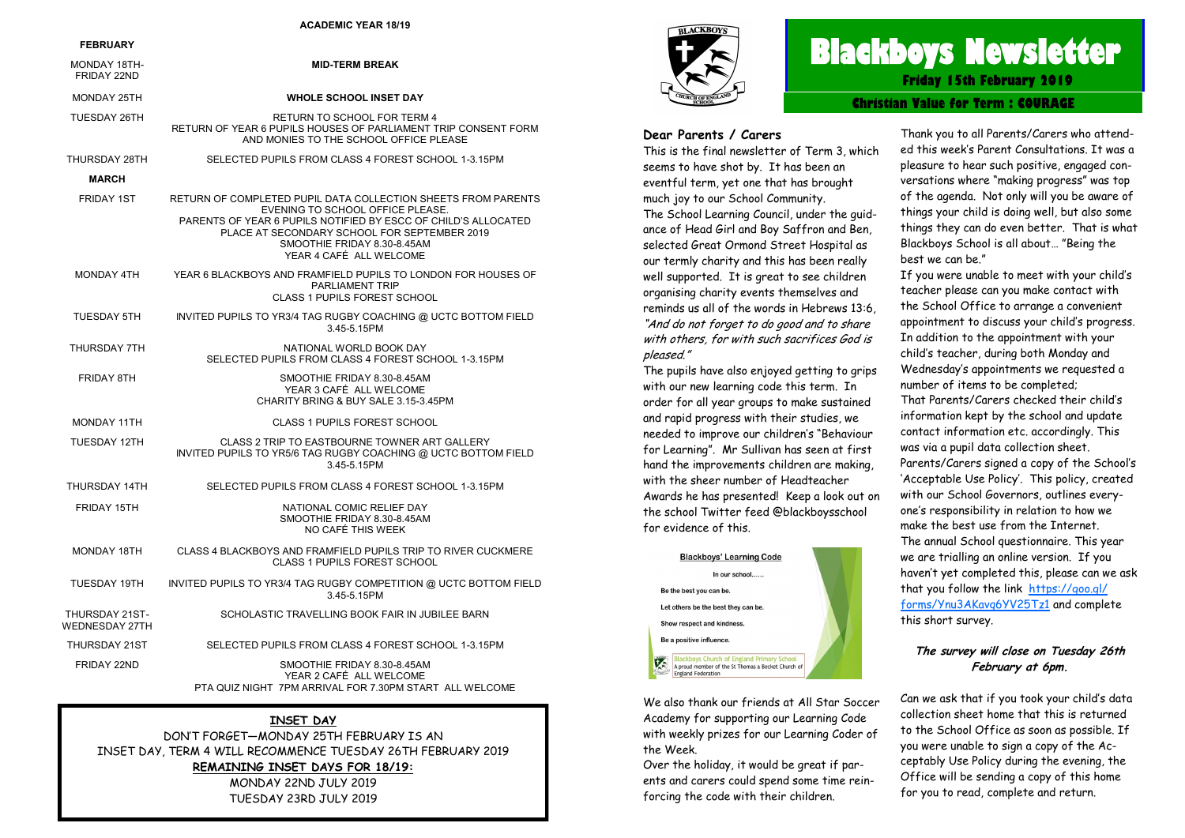# Blackboys Newsletter

**Friday 15th February 2019**

**Christian Value for Term : COURAGE**

### Dear Parents / Carers

This is the final newsletter of Term 3, which seems to have shot by. It has been an eventful term, yet one that has brought much joy to our School Community.

The School Learning Council, under the guidance of Head Girl and Boy Saffron and Ben, selected Great Ormond Street Hospital as our termly charity and this has been really well supported. It is great to see children organising charity events themselves and reminds us all of the words in Hebrews 13:6, *"And do not forget to do good and to share with others, for with such sacrifices God is pleased."*

The pupils have also enjoyed getting to grips with our new learning code this term. In order for all year groups to make sustained and rapid progress with their studies, we needed to improve our children's "Behaviour for Learning". Mr Sullivan has seen at first hand the improvements children are making, with the sheer number of Headteacher Awards he has presented! Keep a look out on the school Twitter feed @blackboysschool for evidence of this.

**Blackboys' Learning Code**

In our school……

Be the best you can be.

Let others be the best they can be.

Show respect and kindness.

Be a positive influence.

Blackboys Church of England Primary School
A proud member of the St Thomas a Becket Church of England Federation

We also thank our friends at All Star Soccer Academy for supporting our Learning Code with weekly prizes for our Learning Coder of the Week.

Over the holiday, it would be great if parents and carers could spend some time reinforcing the code with their children.

Thank you to all Parents/Carers who attended this week's Parent Consultations. It was a pleasure to hear such positive, engaged conversations where "making progress" was top of the agenda. Not only will you be aware of things your child is doing well, but also some things they can do even better. That is what Blackboys School is all about… "Being the best we can be."

If you were unable to meet with your child's teacher please can you make contact with the School Office to arrange a convenient appointment to discuss your child's progress.

In addition to the appointment with your child's teacher, during both Monday and Wednesday's appointments we requested a number of items to be completed;

That Parents/Carers checked their child's information kept by the school and update contact information etc. accordingly. This was via a pupil data collection sheet.

Parents/Carers signed a copy of the School's 'Acceptable Use Policy'. This policy, created with our School Governors, outlines everyone's responsibility in relation to how we make the best use from the Internet.

The annual School questionnaire. This year we are trialling an online version. If you haven't yet completed this, please can we ask that you follow the link https://goo.gl/forms/Ynu3AKavg6YV25Tz1 and complete this short survey.

***The survey will close on Tuesday 26th February at 6pm.***

Can we ask that if you took your child's data collection sheet home that this is returned to the School Office as soon as possible. If you were unable to sign a copy of the Acceptably Use Policy during the evening, the Office will be sending a copy of this home for you to read, complete and return.

## ACADEMIC YEAR 18/19

| | |
|---|---|
| **FEBRUARY** | |
| MONDAY 18TH-FRIDAY 22ND | **MID-TERM BREAK** |
| MONDAY 25TH | **WHOLE SCHOOL INSET DAY** |
| TUESDAY 26TH | RETURN TO SCHOOL FOR TERM 4<br>RETURN OF YEAR 6 PUPILS HOUSES OF PARLIAMENT TRIP CONSENT FORM AND MONIES TO THE SCHOOL OFFICE PLEASE |
| THURSDAY 28TH | SELECTED PUPILS FROM CLASS 4 FOREST SCHOOL 1-3.15PM |
| **MARCH** | |
| FRIDAY 1ST | RETURN OF COMPLETED PUPIL DATA COLLECTION SHEETS FROM PARENTS EVENING TO SCHOOL OFFICE PLEASE.<br>PARENTS OF YEAR 6 PUPILS NOTIFIED BY ESCC OF CHILD'S ALLOCATED PLACE AT SECONDARY SCHOOL FOR SEPTEMBER 2019<br>SMOOTHIE FRIDAY 8.30-8.45AM<br>YEAR 4 CAFÉ ALL WELCOME |
| MONDAY 4TH | YEAR 6 BLACKBOYS AND FRAMFIELD PUPILS TO LONDON FOR HOUSES OF PARLIAMENT TRIP<br>CLASS 1 PUPILS FOREST SCHOOL |
| TUESDAY 5TH | INVITED PUPILS TO YR3/4 TAG RUGBY COACHING @ UCTC BOTTOM FIELD 3.45-5.15PM |
| THURSDAY 7TH | NATIONAL WORLD BOOK DAY<br>SELECTED PUPILS FROM CLASS 4 FOREST SCHOOL 1-3.15PM |
| FRIDAY 8TH | SMOOTHIE FRIDAY 8.30-8.45AM<br>YEAR 3 CAFÉ ALL WELCOME<br>CHARITY BRING & BUY SALE 3.15-3.45PM |
| MONDAY 11TH | CLASS 1 PUPILS FOREST SCHOOL |
| TUESDAY 12TH | CLASS 2 TRIP TO EASTBOURNE TOWNER ART GALLERY<br>INVITED PUPILS TO YR5/6 TAG RUGBY COACHING @ UCTC BOTTOM FIELD 3.45-5.15PM |
| THURSDAY 14TH | SELECTED PUPILS FROM CLASS 4 FOREST SCHOOL 1-3.15PM |
| FRIDAY 15TH | NATIONAL COMIC RELIEF DAY<br>SMOOTHIE FRIDAY 8.30-8.45AM<br>NO CAFÉ THIS WEEK |
| MONDAY 18TH | CLASS 4 BLACKBOYS AND FRAMFIELD PUPILS TRIP TO RIVER CUCKMERE<br>CLASS 1 PUPILS FOREST SCHOOL |
| TUESDAY 19TH | INVITED PUPILS TO YR3/4 TAG RUGBY COMPETITION @ UCTC BOTTOM FIELD 3.45-5.15PM |
| THURSDAY 21ST-WEDNESDAY 27TH | SCHOLASTIC TRAVELLING BOOK FAIR IN JUBILEE BARN |
| THURSDAY 21ST | SELECTED PUPILS FROM CLASS 4 FOREST SCHOOL 1-3.15PM |
| FRIDAY 22ND | SMOOTHIE FRIDAY 8.30-8.45AM<br>YEAR 2 CAFÉ ALL WELCOME<br>PTA QUIZ NIGHT 7PM ARRIVAL FOR 7.30PM START ALL WELCOME |

**INSET DAY**

DON'T FORGET—MONDAY 25TH FEBRUARY IS AN INSET DAY, TERM 4 WILL RECOMMENCE TUESDAY 26TH FEBRUARY 2019

**REMAINING INSET DAYS FOR 18/19:**

MONDAY 22ND JULY 2019

TUESDAY 23RD JULY 2019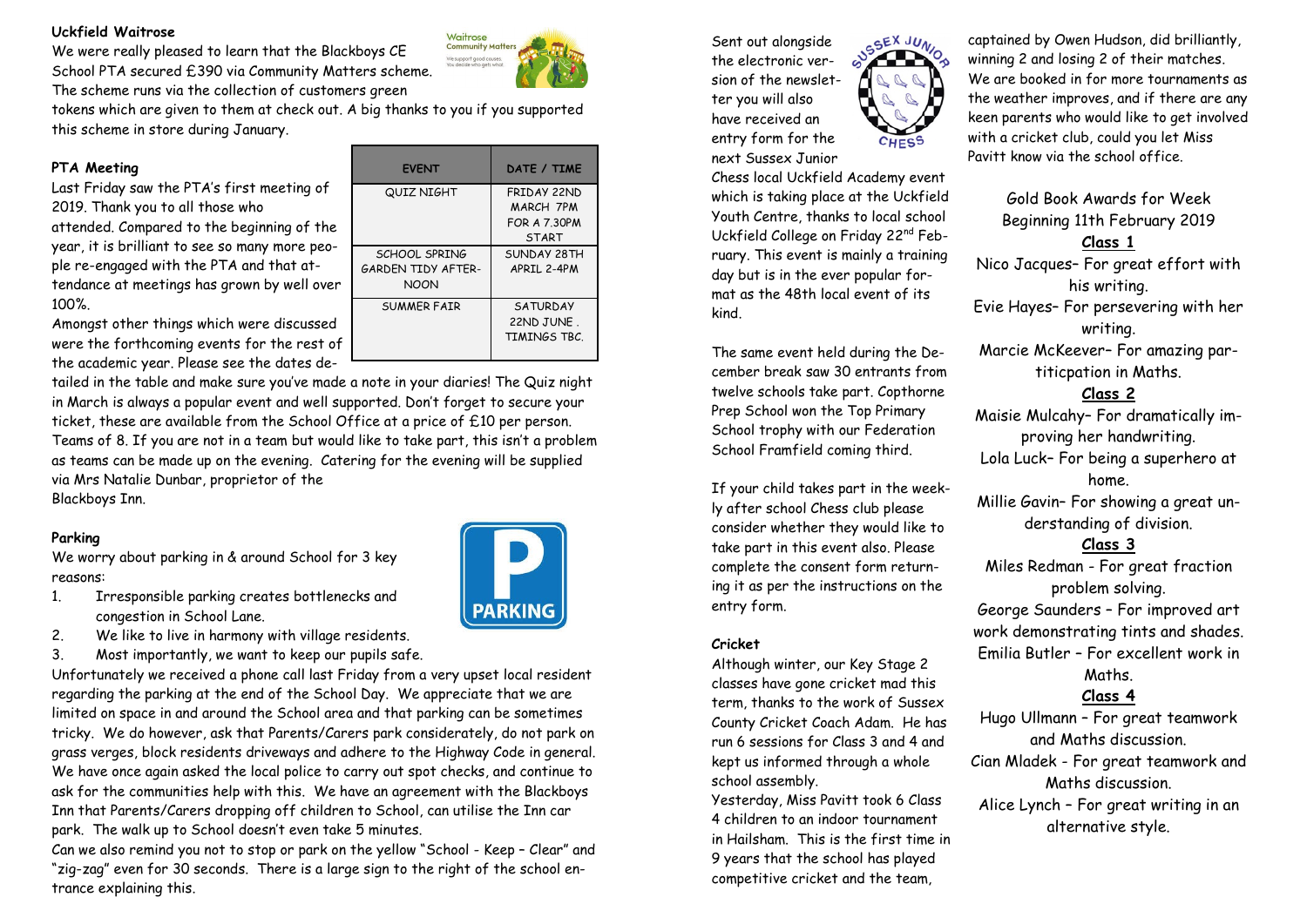**Uckfield Waitrose**

We were really pleased to learn that the Blackboys CE School PTA secured £390 via Community Matters scheme. The scheme runs via the collection of customers green tokens which are given to them at check out. A big thanks to you if you supported this scheme in store during January.

**PTA Meeting**

Last Friday saw the PTA's first meeting of 2019. Thank you to all those who attended. Compared to the beginning of the year, it is brilliant to see so many more people re-engaged with the PTA and that attendance at meetings has grown by well over 100%.

Amongst other things which were discussed were the forthcoming events for the rest of the academic year. Please see the dates detailed in the table and make sure you've made a note in your diaries! The Quiz night in March is always a popular event and well supported. Don't forget to secure your ticket, these are available from the School Office at a price of £10 per person. Teams of 8. If you are not in a team but would like to take part, this isn't a problem as teams can be made up on the evening. Catering for the evening will be supplied via Mrs Natalie Dunbar, proprietor of the Blackboys Inn.

| EVENT | DATE / TIME |
|---|---|
| QUIZ NIGHT | FRIDAY 22ND MARCH 7PM FOR A 7.30PM START |
| SCHOOL SPRING GARDEN TIDY AFTERNOON | SUNDAY 28TH APRIL 2-4PM |
| SUMMER FAIR | SATURDAY 22ND JUNE . TIMINGS TBC. |

**Parking**

We worry about parking in & around School for 3 key reasons:

1. Irresponsible parking creates bottlenecks and congestion in School Lane.
2. We like to live in harmony with village residents.
3. Most importantly, we want to keep our pupils safe.

Unfortunately we received a phone call last Friday from a very upset local resident regarding the parking at the end of the School Day. We appreciate that we are limited on space in and around the School area and that parking can be sometimes tricky. We do however, ask that Parents/Carers park considerately, do not park on grass verges, block residents driveways and adhere to the Highway Code in general. We have once again asked the local police to carry out spot checks, and continue to ask for the communities help with this. We have an agreement with the Blackboys Inn that Parents/Carers dropping off children to School, can utilise the Inn car park. The walk up to School doesn't even take 5 minutes.

Can we also remind you not to stop or park on the yellow "School - Keep – Clear" and "zig-zag" even for 30 seconds. There is a large sign to the right of the school entrance explaining this.

Sent out alongside the electronic version of the newsletter you will also have received an entry form for the next Sussex Junior Chess local Uckfield Academy event which is taking place at the Uckfield Youth Centre, thanks to local school Uckfield College on Friday 22nd February. This event is mainly a training day but is in the ever popular format as the 48th local event of its kind.

The same event held during the December break saw 30 entrants from twelve schools take part. Copthorne Prep School won the Top Primary School trophy with our Federation School Framfield coming third.

If your child takes part in the weekly after school Chess club please consider whether they would like to take part in this event also. Please complete the consent form returning it as per the instructions on the entry form.

**Cricket**

Although winter, our Key Stage 2 classes have gone cricket mad this term, thanks to the work of Sussex County Cricket Coach Adam. He has run 6 sessions for Class 3 and 4 and kept us informed through a whole school assembly.

Yesterday, Miss Pavitt took 6 Class 4 children to an indoor tournament in Hailsham. This is the first time in 9 years that the school has played competitive cricket and the team, captained by Owen Hudson, did brilliantly, winning 2 and losing 2 of their matches. We are booked in for more tournaments as the weather improves, and if there are any keen parents who would like to get involved with a cricket club, could you let Miss Pavitt know via the school office.

Gold Book Awards for Week Beginning 11th February 2019

**Class 1**

Nico Jacques– For great effort with his writing.

Evie Hayes– For persevering with her writing.

Marcie McKeever– For amazing participation in Maths.

**Class 2**

Maisie Mulcahy– For dramatically improving her handwriting.

Lola Luck– For being a superhero at home.

Millie Gavin– For showing a great understanding of division.

**Class 3**

Miles Redman - For great fraction problem solving.

George Saunders – For improved art work demonstrating tints and shades.

Emilia Butler – For excellent work in Maths.

**Class 4**

Hugo Ullmann – For great teamwork and Maths discussion.

Cian Mladek - For great teamwork and Maths discussion.

Alice Lynch – For great writing in an alternative style.